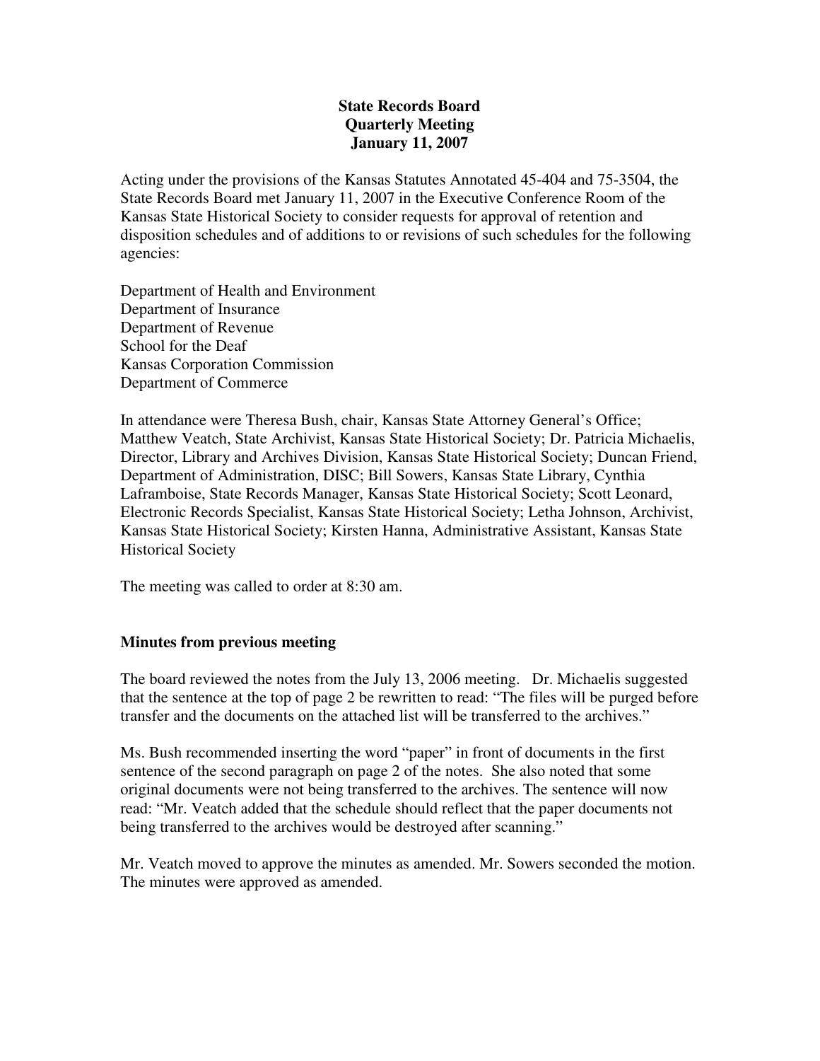# State Records Board
## Quarterly Meeting
## January 11, 2007

Acting under the provisions of the Kansas Statutes Annotated 45-404 and 75-3504, the State Records Board met January 11, 2007 in the Executive Conference Room of the Kansas State Historical Society to consider requests for approval of retention and disposition schedules and of additions to or revisions of such schedules for the following agencies:

Department of Health and Environment
Department of Insurance
Department of Revenue
School for the Deaf
Kansas Corporation Commission
Department of Commerce

In attendance were Theresa Bush, chair, Kansas State Attorney General's Office; Matthew Veatch, State Archivist, Kansas State Historical Society; Dr. Patricia Michaelis, Director, Library and Archives Division, Kansas State Historical Society; Duncan Friend, Department of Administration, DISC; Bill Sowers, Kansas State Library, Cynthia Laframboise, State Records Manager, Kansas State Historical Society; Scott Leonard, Electronic Records Specialist, Kansas State Historical Society; Letha Johnson, Archivist, Kansas State Historical Society; Kirsten Hanna, Administrative Assistant, Kansas State Historical Society

The meeting was called to order at 8:30 am.

### Minutes from previous meeting

The board reviewed the notes from the July 13, 2006 meeting. Dr. Michaelis suggested that the sentence at the top of page 2 be rewritten to read: "The files will be purged before transfer and the documents on the attached list will be transferred to the archives."

Ms. Bush recommended inserting the word "paper" in front of documents in the first sentence of the second paragraph on page 2 of the notes. She also noted that some original documents were not being transferred to the archives. The sentence will now read: "Mr. Veatch added that the schedule should reflect that the paper documents not being transferred to the archives would be destroyed after scanning."

Mr. Veatch moved to approve the minutes as amended. Mr. Sowers seconded the motion. The minutes were approved as amended.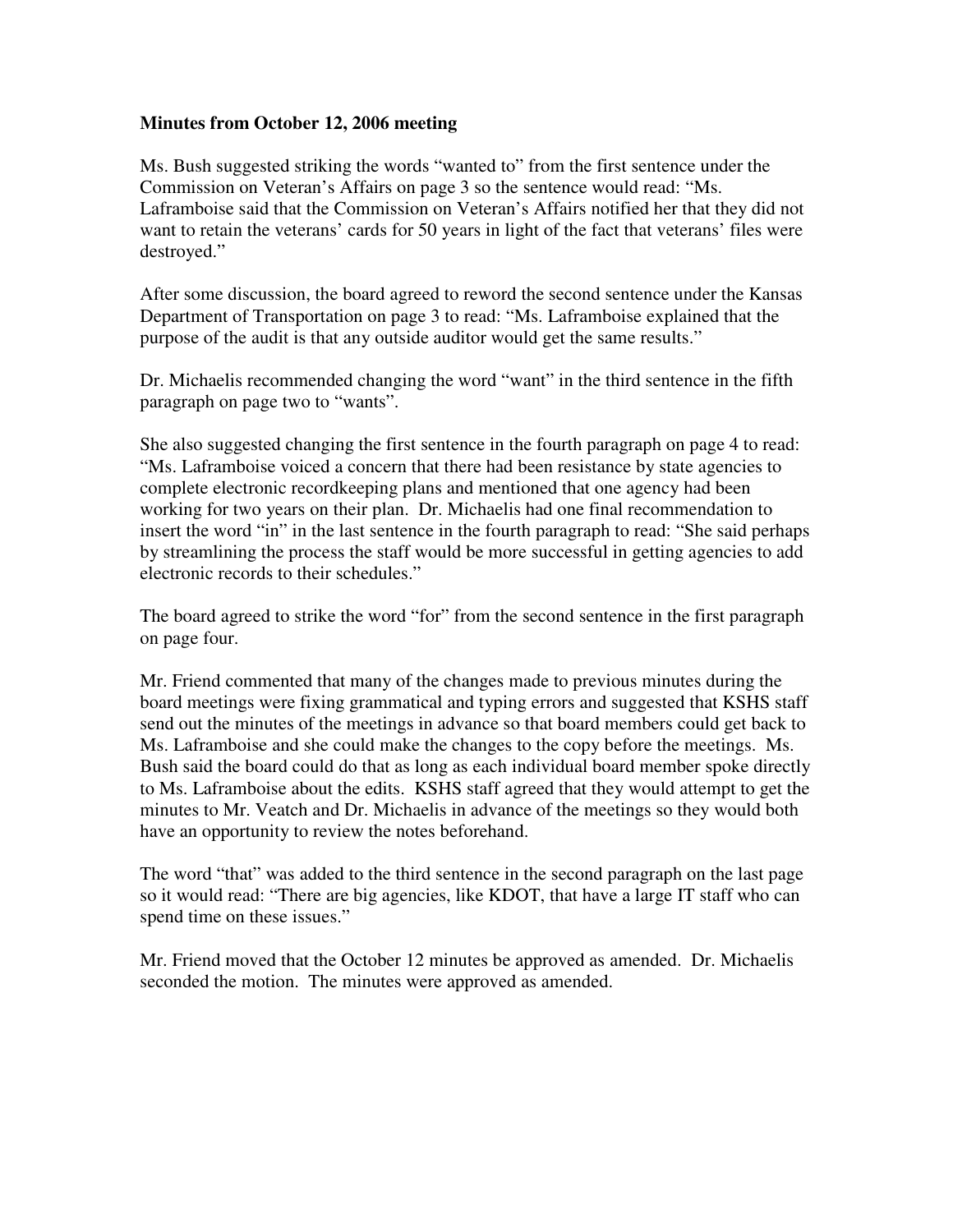**Minutes from October 12, 2006 meeting**

Ms. Bush suggested striking the words "wanted to" from the first sentence under the Commission on Veteran's Affairs on page 3 so the sentence would read: "Ms. Laframboise said that the Commission on Veteran's Affairs notified her that they did not want to retain the veterans' cards for 50 years in light of the fact that veterans' files were destroyed."

After some discussion, the board agreed to reword the second sentence under the Kansas Department of Transportation on page 3 to read: "Ms. Laframboise explained that the purpose of the audit is that any outside auditor would get the same results."

Dr. Michaelis recommended changing the word "want" in the third sentence in the fifth paragraph on page two to "wants".

She also suggested changing the first sentence in the fourth paragraph on page 4 to read: "Ms. Laframboise voiced a concern that there had been resistance by state agencies to complete electronic recordkeeping plans and mentioned that one agency had been working for two years on their plan. Dr. Michaelis had one final recommendation to insert the word "in" in the last sentence in the fourth paragraph to read: "She said perhaps by streamlining the process the staff would be more successful in getting agencies to add electronic records to their schedules."

The board agreed to strike the word "for" from the second sentence in the first paragraph on page four.

Mr. Friend commented that many of the changes made to previous minutes during the board meetings were fixing grammatical and typing errors and suggested that KSHS staff send out the minutes of the meetings in advance so that board members could get back to Ms. Laframboise and she could make the changes to the copy before the meetings. Ms. Bush said the board could do that as long as each individual board member spoke directly to Ms. Laframboise about the edits. KSHS staff agreed that they would attempt to get the minutes to Mr. Veatch and Dr. Michaelis in advance of the meetings so they would both have an opportunity to review the notes beforehand.

The word "that" was added to the third sentence in the second paragraph on the last page so it would read: "There are big agencies, like KDOT, that have a large IT staff who can spend time on these issues."

Mr. Friend moved that the October 12 minutes be approved as amended. Dr. Michaelis seconded the motion. The minutes were approved as amended.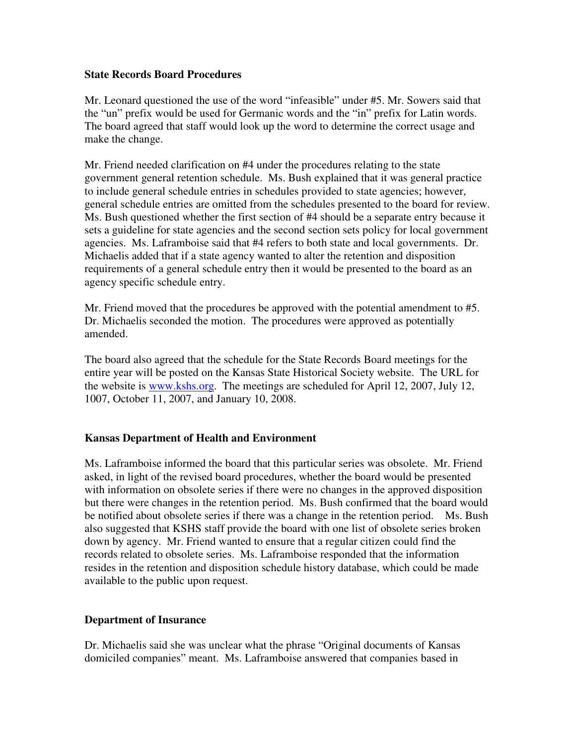**State Records Board Procedures**

Mr. Leonard questioned the use of the word "infeasible" under #5. Mr. Sowers said that the "un" prefix would be used for Germanic words and the "in" prefix for Latin words. The board agreed that staff would look up the word to determine the correct usage and make the change.

Mr. Friend needed clarification on #4 under the procedures relating to the state government general retention schedule. Ms. Bush explained that it was general practice to include general schedule entries in schedules provided to state agencies; however, general schedule entries are omitted from the schedules presented to the board for review. Ms. Bush questioned whether the first section of #4 should be a separate entry because it sets a guideline for state agencies and the second section sets policy for local government agencies. Ms. Laframboise said that #4 refers to both state and local governments. Dr. Michaelis added that if a state agency wanted to alter the retention and disposition requirements of a general schedule entry then it would be presented to the board as an agency specific schedule entry.

Mr. Friend moved that the procedures be approved with the potential amendment to #5. Dr. Michaelis seconded the motion. The procedures were approved as potentially amended.

The board also agreed that the schedule for the State Records Board meetings for the entire year will be posted on the Kansas State Historical Society website. The URL for the website is www.kshs.org. The meetings are scheduled for April 12, 2007, July 12, 1007, October 11, 2007, and January 10, 2008.

**Kansas Department of Health and Environment**

Ms. Laframboise informed the board that this particular series was obsolete. Mr. Friend asked, in light of the revised board procedures, whether the board would be presented with information on obsolete series if there were no changes in the approved disposition but there were changes in the retention period. Ms. Bush confirmed that the board would be notified about obsolete series if there was a change in the retention period. Ms. Bush also suggested that KSHS staff provide the board with one list of obsolete series broken down by agency. Mr. Friend wanted to ensure that a regular citizen could find the records related to obsolete series. Ms. Laframboise responded that the information resides in the retention and disposition schedule history database, which could be made available to the public upon request.

**Department of Insurance**

Dr. Michaelis said she was unclear what the phrase "Original documents of Kansas domiciled companies" meant. Ms. Laframboise answered that companies based in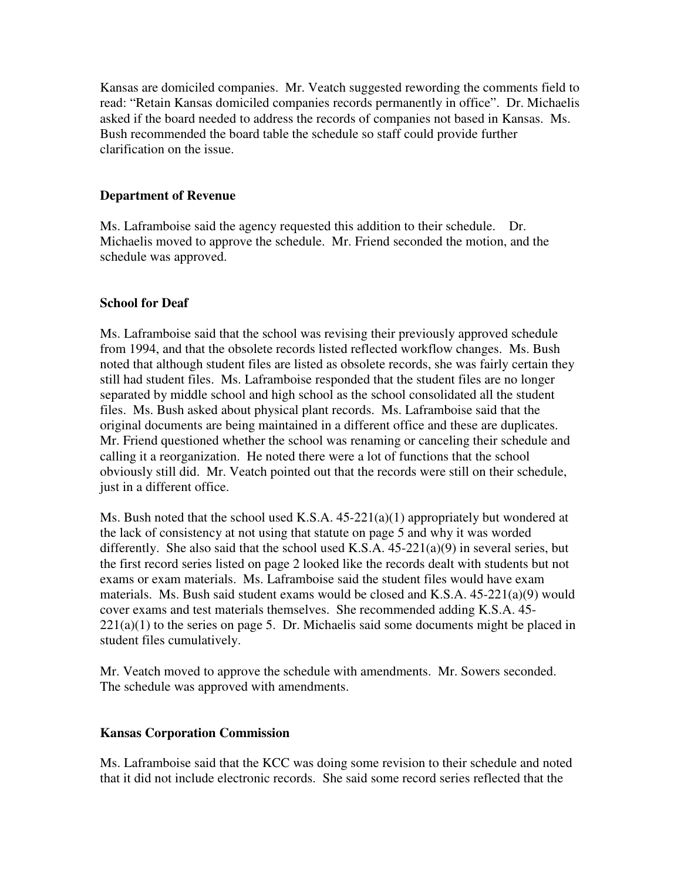Kansas are domiciled companies. Mr. Veatch suggested rewording the comments field to read: "Retain Kansas domiciled companies records permanently in office". Dr. Michaelis asked if the board needed to address the records of companies not based in Kansas. Ms. Bush recommended the board table the schedule so staff could provide further clarification on the issue.

**Department of Revenue**

Ms. Laframboise said the agency requested this addition to their schedule. Dr. Michaelis moved to approve the schedule. Mr. Friend seconded the motion, and the schedule was approved.

**School for Deaf**

Ms. Laframboise said that the school was revising their previously approved schedule from 1994, and that the obsolete records listed reflected workflow changes. Ms. Bush noted that although student files are listed as obsolete records, she was fairly certain they still had student files. Ms. Laframboise responded that the student files are no longer separated by middle school and high school as the school consolidated all the student files. Ms. Bush asked about physical plant records. Ms. Laframboise said that the original documents are being maintained in a different office and these are duplicates. Mr. Friend questioned whether the school was renaming or canceling their schedule and calling it a reorganization. He noted there were a lot of functions that the school obviously still did. Mr. Veatch pointed out that the records were still on their schedule, just in a different office.

Ms. Bush noted that the school used K.S.A. 45-221(a)(1) appropriately but wondered at the lack of consistency at not using that statute on page 5 and why it was worded differently. She also said that the school used K.S.A. 45-221(a)(9) in several series, but the first record series listed on page 2 looked like the records dealt with students but not exams or exam materials. Ms. Laframboise said the student files would have exam materials. Ms. Bush said student exams would be closed and K.S.A. 45-221(a)(9) would cover exams and test materials themselves. She recommended adding K.S.A. 45-221(a)(1) to the series on page 5. Dr. Michaelis said some documents might be placed in student files cumulatively.

Mr. Veatch moved to approve the schedule with amendments. Mr. Sowers seconded. The schedule was approved with amendments.

**Kansas Corporation Commission**

Ms. Laframboise said that the KCC was doing some revision to their schedule and noted that it did not include electronic records. She said some record series reflected that the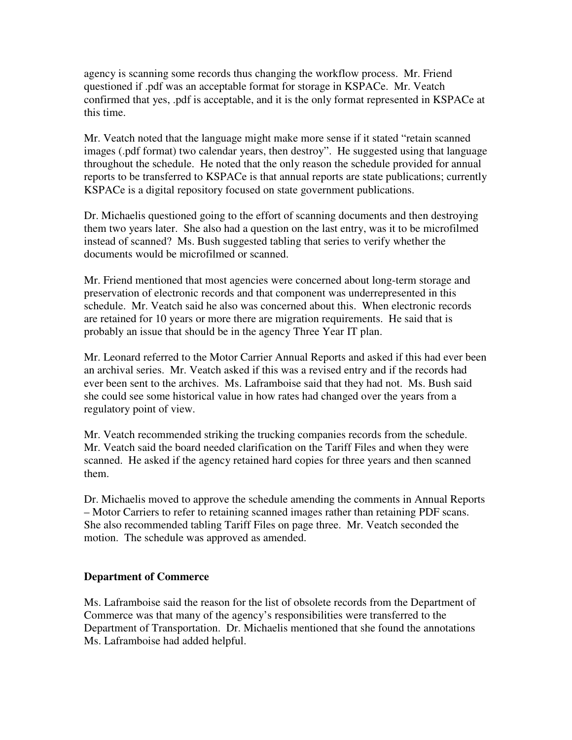agency is scanning some records thus changing the workflow process. Mr. Friend questioned if .pdf was an acceptable format for storage in KSPACe. Mr. Veatch confirmed that yes, .pdf is acceptable, and it is the only format represented in KSPACe at this time.

Mr. Veatch noted that the language might make more sense if it stated "retain scanned images (.pdf format) two calendar years, then destroy". He suggested using that language throughout the schedule. He noted that the only reason the schedule provided for annual reports to be transferred to KSPACe is that annual reports are state publications; currently KSPACe is a digital repository focused on state government publications.

Dr. Michaelis questioned going to the effort of scanning documents and then destroying them two years later. She also had a question on the last entry, was it to be microfilmed instead of scanned? Ms. Bush suggested tabling that series to verify whether the documents would be microfilmed or scanned.

Mr. Friend mentioned that most agencies were concerned about long-term storage and preservation of electronic records and that component was underrepresented in this schedule. Mr. Veatch said he also was concerned about this. When electronic records are retained for 10 years or more there are migration requirements. He said that is probably an issue that should be in the agency Three Year IT plan.

Mr. Leonard referred to the Motor Carrier Annual Reports and asked if this had ever been an archival series. Mr. Veatch asked if this was a revised entry and if the records had ever been sent to the archives. Ms. Laframboise said that they had not. Ms. Bush said she could see some historical value in how rates had changed over the years from a regulatory point of view.

Mr. Veatch recommended striking the trucking companies records from the schedule. Mr. Veatch said the board needed clarification on the Tariff Files and when they were scanned. He asked if the agency retained hard copies for three years and then scanned them.

Dr. Michaelis moved to approve the schedule amending the comments in Annual Reports – Motor Carriers to refer to retaining scanned images rather than retaining PDF scans. She also recommended tabling Tariff Files on page three. Mr. Veatch seconded the motion. The schedule was approved as amended.

**Department of Commerce**

Ms. Laframboise said the reason for the list of obsolete records from the Department of Commerce was that many of the agency's responsibilities were transferred to the Department of Transportation. Dr. Michaelis mentioned that she found the annotations Ms. Laframboise had added helpful.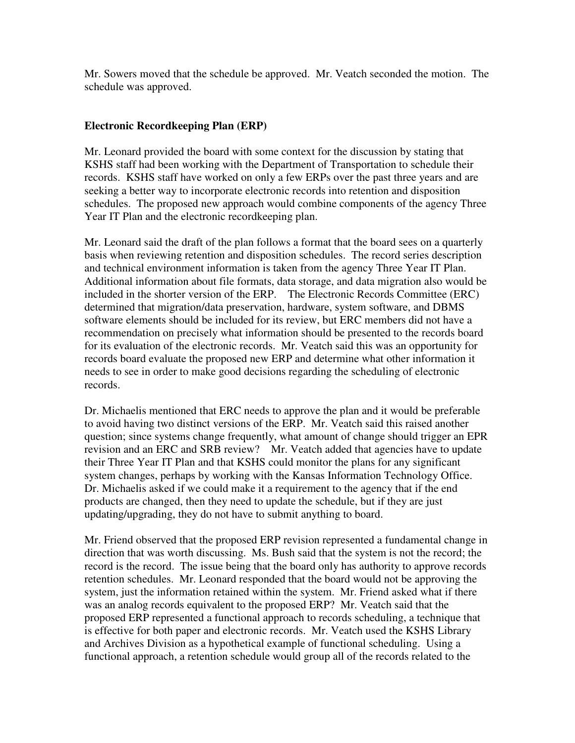Mr. Sowers moved that the schedule be approved. Mr. Veatch seconded the motion. The schedule was approved.

**Electronic Recordkeeping Plan (ERP)**

Mr. Leonard provided the board with some context for the discussion by stating that KSHS staff had been working with the Department of Transportation to schedule their records. KSHS staff have worked on only a few ERPs over the past three years and are seeking a better way to incorporate electronic records into retention and disposition schedules. The proposed new approach would combine components of the agency Three Year IT Plan and the electronic recordkeeping plan.

Mr. Leonard said the draft of the plan follows a format that the board sees on a quarterly basis when reviewing retention and disposition schedules. The record series description and technical environment information is taken from the agency Three Year IT Plan. Additional information about file formats, data storage, and data migration also would be included in the shorter version of the ERP. The Electronic Records Committee (ERC) determined that migration/data preservation, hardware, system software, and DBMS software elements should be included for its review, but ERC members did not have a recommendation on precisely what information should be presented to the records board for its evaluation of the electronic records. Mr. Veatch said this was an opportunity for records board evaluate the proposed new ERP and determine what other information it needs to see in order to make good decisions regarding the scheduling of electronic records.

Dr. Michaelis mentioned that ERC needs to approve the plan and it would be preferable to avoid having two distinct versions of the ERP. Mr. Veatch said this raised another question; since systems change frequently, what amount of change should trigger an EPR revision and an ERC and SRB review? Mr. Veatch added that agencies have to update their Three Year IT Plan and that KSHS could monitor the plans for any significant system changes, perhaps by working with the Kansas Information Technology Office. Dr. Michaelis asked if we could make it a requirement to the agency that if the end products are changed, then they need to update the schedule, but if they are just updating/upgrading, they do not have to submit anything to board.

Mr. Friend observed that the proposed ERP revision represented a fundamental change in direction that was worth discussing. Ms. Bush said that the system is not the record; the record is the record. The issue being that the board only has authority to approve records retention schedules. Mr. Leonard responded that the board would not be approving the system, just the information retained within the system. Mr. Friend asked what if there was an analog records equivalent to the proposed ERP? Mr. Veatch said that the proposed ERP represented a functional approach to records scheduling, a technique that is effective for both paper and electronic records. Mr. Veatch used the KSHS Library and Archives Division as a hypothetical example of functional scheduling. Using a functional approach, a retention schedule would group all of the records related to the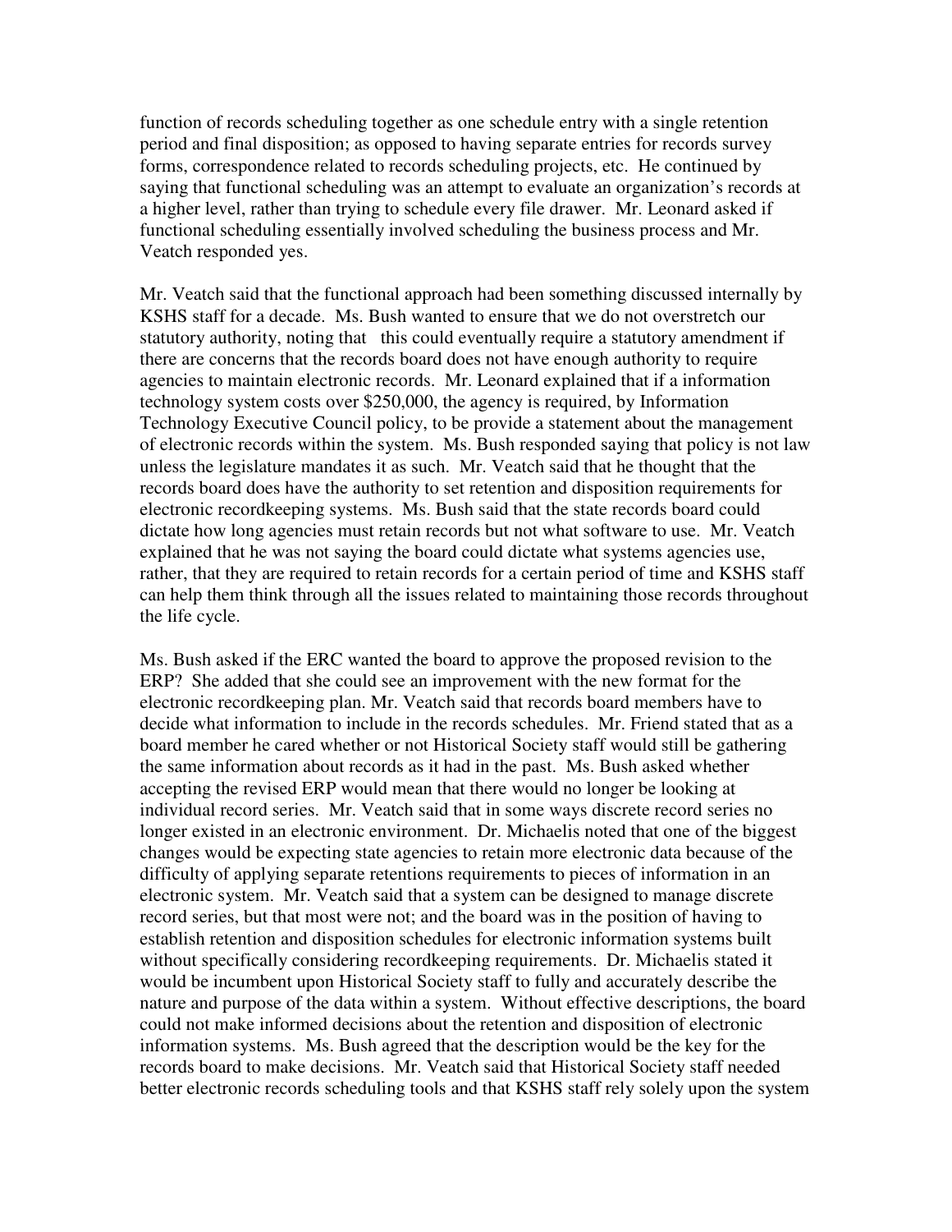function of records scheduling together as one schedule entry with a single retention period and final disposition; as opposed to having separate entries for records survey forms, correspondence related to records scheduling projects, etc. He continued by saying that functional scheduling was an attempt to evaluate an organization's records at a higher level, rather than trying to schedule every file drawer. Mr. Leonard asked if functional scheduling essentially involved scheduling the business process and Mr. Veatch responded yes.

Mr. Veatch said that the functional approach had been something discussed internally by KSHS staff for a decade. Ms. Bush wanted to ensure that we do not overstretch our statutory authority, noting that this could eventually require a statutory amendment if there are concerns that the records board does not have enough authority to require agencies to maintain electronic records. Mr. Leonard explained that if a information technology system costs over $250,000, the agency is required, by Information Technology Executive Council policy, to be provide a statement about the management of electronic records within the system. Ms. Bush responded saying that policy is not law unless the legislature mandates it as such. Mr. Veatch said that he thought that the records board does have the authority to set retention and disposition requirements for electronic recordkeeping systems. Ms. Bush said that the state records board could dictate how long agencies must retain records but not what software to use. Mr. Veatch explained that he was not saying the board could dictate what systems agencies use, rather, that they are required to retain records for a certain period of time and KSHS staff can help them think through all the issues related to maintaining those records throughout the life cycle.

Ms. Bush asked if the ERC wanted the board to approve the proposed revision to the ERP? She added that she could see an improvement with the new format for the electronic recordkeeping plan. Mr. Veatch said that records board members have to decide what information to include in the records schedules. Mr. Friend stated that as a board member he cared whether or not Historical Society staff would still be gathering the same information about records as it had in the past. Ms. Bush asked whether accepting the revised ERP would mean that there would no longer be looking at individual record series. Mr. Veatch said that in some ways discrete record series no longer existed in an electronic environment. Dr. Michaelis noted that one of the biggest changes would be expecting state agencies to retain more electronic data because of the difficulty of applying separate retentions requirements to pieces of information in an electronic system. Mr. Veatch said that a system can be designed to manage discrete record series, but that most were not; and the board was in the position of having to establish retention and disposition schedules for electronic information systems built without specifically considering recordkeeping requirements. Dr. Michaelis stated it would be incumbent upon Historical Society staff to fully and accurately describe the nature and purpose of the data within a system. Without effective descriptions, the board could not make informed decisions about the retention and disposition of electronic information systems. Ms. Bush agreed that the description would be the key for the records board to make decisions. Mr. Veatch said that Historical Society staff needed better electronic records scheduling tools and that KSHS staff rely solely upon the system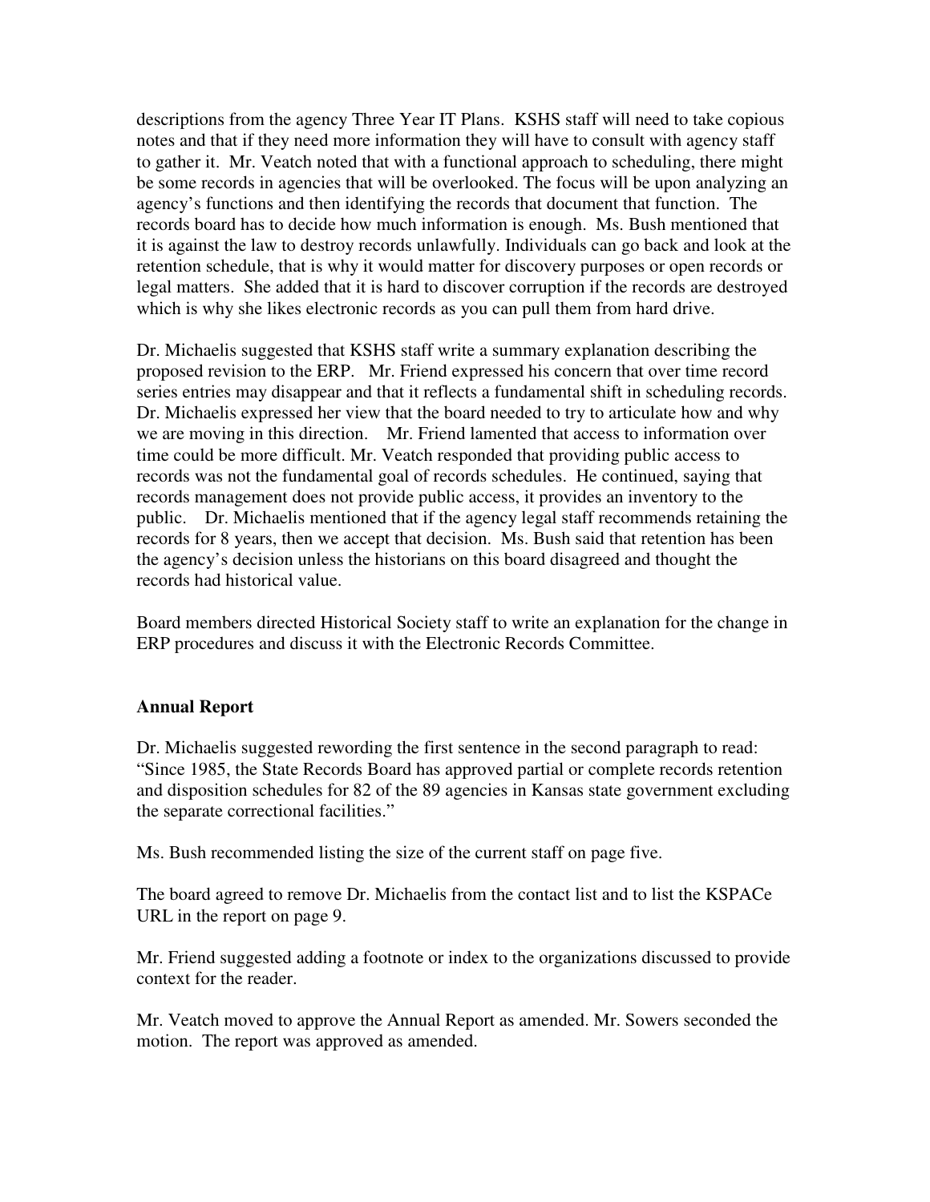descriptions from the agency Three Year IT Plans. KSHS staff will need to take copious notes and that if they need more information they will have to consult with agency staff to gather it. Mr. Veatch noted that with a functional approach to scheduling, there might be some records in agencies that will be overlooked. The focus will be upon analyzing an agency's functions and then identifying the records that document that function. The records board has to decide how much information is enough. Ms. Bush mentioned that it is against the law to destroy records unlawfully. Individuals can go back and look at the retention schedule, that is why it would matter for discovery purposes or open records or legal matters. She added that it is hard to discover corruption if the records are destroyed which is why she likes electronic records as you can pull them from hard drive.

Dr. Michaelis suggested that KSHS staff write a summary explanation describing the proposed revision to the ERP. Mr. Friend expressed his concern that over time record series entries may disappear and that it reflects a fundamental shift in scheduling records. Dr. Michaelis expressed her view that the board needed to try to articulate how and why we are moving in this direction. Mr. Friend lamented that access to information over time could be more difficult. Mr. Veatch responded that providing public access to records was not the fundamental goal of records schedules. He continued, saying that records management does not provide public access, it provides an inventory to the public. Dr. Michaelis mentioned that if the agency legal staff recommends retaining the records for 8 years, then we accept that decision. Ms. Bush said that retention has been the agency's decision unless the historians on this board disagreed and thought the records had historical value.

Board members directed Historical Society staff to write an explanation for the change in ERP procedures and discuss it with the Electronic Records Committee.

**Annual Report**

Dr. Michaelis suggested rewording the first sentence in the second paragraph to read: "Since 1985, the State Records Board has approved partial or complete records retention and disposition schedules for 82 of the 89 agencies in Kansas state government excluding the separate correctional facilities."

Ms. Bush recommended listing the size of the current staff on page five.

The board agreed to remove Dr. Michaelis from the contact list and to list the KSPACe URL in the report on page 9.

Mr. Friend suggested adding a footnote or index to the organizations discussed to provide context for the reader.

Mr. Veatch moved to approve the Annual Report as amended. Mr. Sowers seconded the motion. The report was approved as amended.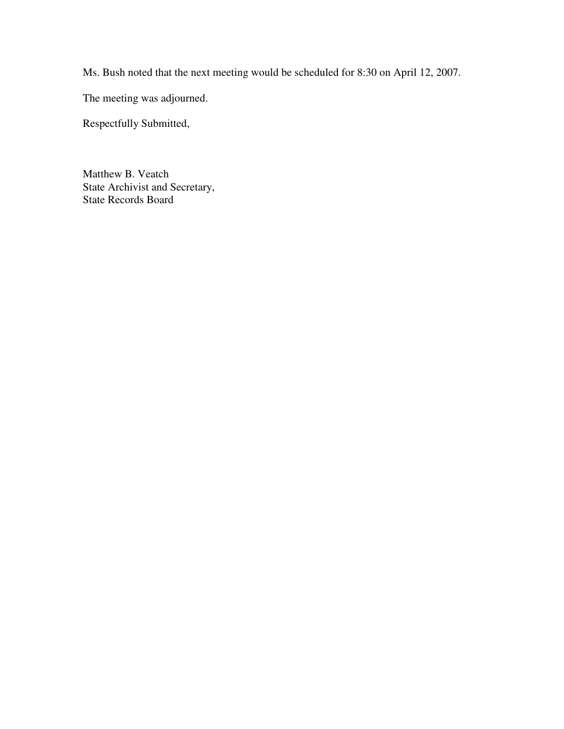Ms. Bush noted that the next meeting would be scheduled for 8:30 on April 12, 2007.

The meeting was adjourned.

Respectfully Submitted,

Matthew B. Veatch
State Archivist and Secretary,
State Records Board